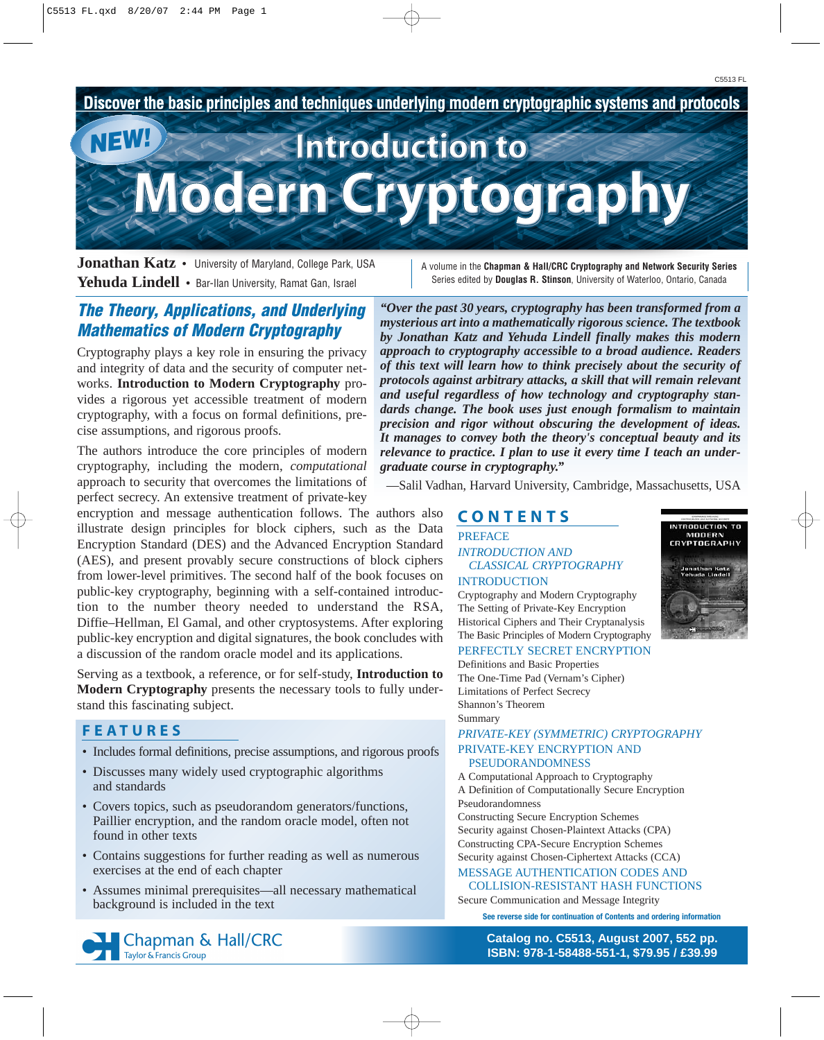Discover the basic principles and techniques underlying modern cryptographic systems and protocols

NEW!

# Introduction to Modern Cryptography

**Jonathan Katz** • University of Maryland, College Park, USA
**Yehuda Lindell** • Bar-Ilan University, Ramat Gan, Israel

A volume in the **Chapman & Hall/CRC Cryptography and Network Security Series**
Series edited by **Douglas R. Stinson**, University of Waterloo, Ontario, Canada

## *The Theory, Applications, and Underlying Mathematics of Modern Cryptography*

Cryptography plays a key role in ensuring the privacy and integrity of data and the security of computer networks. **Introduction to Modern Cryptography** provides a rigorous yet accessible treatment of modern cryptography, with a focus on formal definitions, precise assumptions, and rigorous proofs.

The authors introduce the core principles of modern cryptography, including the modern, *computational* approach to security that overcomes the limitations of perfect secrecy. An extensive treatment of private-key encryption and message authentication follows. The authors also illustrate design principles for block ciphers, such as the Data Encryption Standard (DES) and the Advanced Encryption Standard (AES), and present provably secure constructions of block ciphers from lower-level primitives. The second half of the book focuses on public-key cryptography, beginning with a self-contained introduction to the number theory needed to understand the RSA, Diffie–Hellman, El Gamal, and other cryptosystems. After exploring public-key encryption and digital signatures, the book concludes with a discussion of the random oracle model and its applications.

Serving as a textbook, a reference, or for self-study, **Introduction to Modern Cryptography** presents the necessary tools to fully understand this fascinating subject.

***"Over the past 30 years, cryptography has been transformed from a mysterious art into a mathematically rigorous science. The textbook by Jonathan Katz and Yehuda Lindell finally makes this modern approach to cryptography accessible to a broad audience. Readers of this text will learn how to think precisely about the security of protocols against arbitrary attacks, a skill that will remain relevant and useful regardless of how technology and cryptography standards change. The book uses just enough formalism to maintain precision and rigor without obscuring the development of ideas. It manages to convey both the theory's conceptual beauty and its relevance to practice. I plan to use it every time I teach an undergraduate course in cryptography."***

—Salil Vadhan, Harvard University, Cambridge, Massachusetts, USA

## FEATURES

- Includes formal definitions, precise assumptions, and rigorous proofs
- Discusses many widely used cryptographic algorithms and standards
- Covers topics, such as pseudorandom generators/functions, Paillier encryption, and the random oracle model, often not found in other texts
- Contains suggestions for further reading as well as numerous exercises at the end of each chapter
- Assumes minimal prerequisites—all necessary mathematical background is included in the text

## CONTENTS

PREFACE

*INTRODUCTION AND CLASSICAL CRYPTOGRAPHY*

INTRODUCTION
Cryptography and Modern Cryptography
The Setting of Private-Key Encryption
Historical Ciphers and Their Cryptanalysis
The Basic Principles of Modern Cryptography

PERFECTLY SECRET ENCRYPTION
Definitions and Basic Properties
The One-Time Pad (Vernam's Cipher)
Limitations of Perfect Secrecy
Shannon's Theorem
Summary

*PRIVATE-KEY (SYMMETRIC) CRYPTOGRAPHY*

PRIVATE-KEY ENCRYPTION AND PSEUDORANDOMNESS
A Computational Approach to Cryptography
A Definition of Computationally Secure Encryption
Pseudorandomness
Constructing Secure Encryption Schemes
Security against Chosen-Plaintext Attacks (CPA)
Constructing CPA-Secure Encryption Schemes
Security against Chosen-Ciphertext Attacks (CCA)

MESSAGE AUTHENTICATION CODES AND COLLISION-RESISTANT HASH FUNCTIONS
Secure Communication and Message Integrity

**See reverse side for continuation of Contents and ordering information**

Chapman & Hall/CRC
Taylor & Francis Group

**Catalog no. C5513, August 2007, 552 pp.**
**ISBN: 978-1-58488-551-1, $79.95 / £39.99**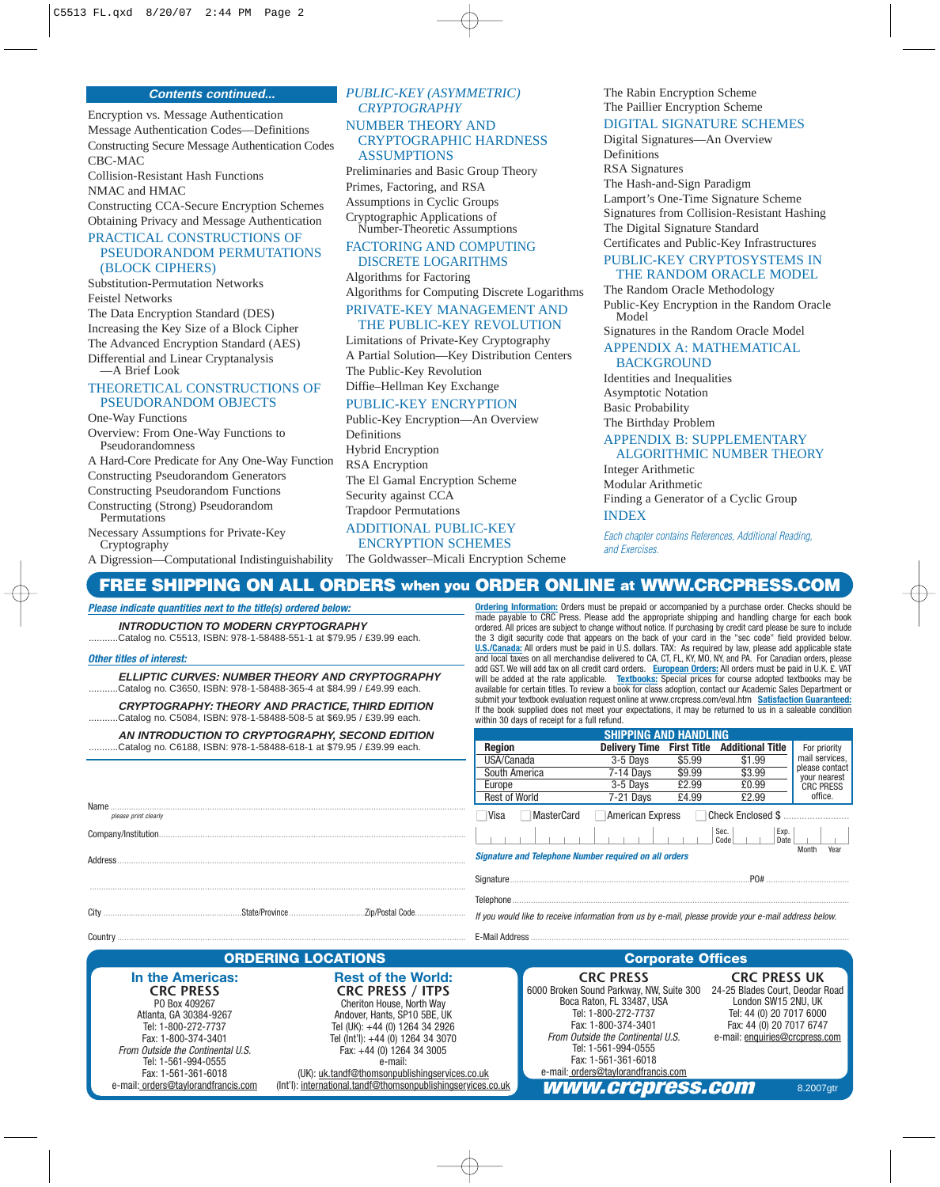## Contents continued...

Encryption vs. Message Authentication
Message Authentication Codes—Definitions
Constructing Secure Message Authentication Codes
CBC-MAC
Collision-Resistant Hash Functions
NMAC and HMAC
Constructing CCA-Secure Encryption Schemes
Obtaining Privacy and Message Authentication

### PRACTICAL CONSTRUCTIONS OF PSEUDORANDOM PERMUTATIONS (BLOCK CIPHERS)

Substitution-Permutation Networks
Feistel Networks
The Data Encryption Standard (DES)
Increasing the Key Size of a Block Cipher
The Advanced Encryption Standard (AES)
Differential and Linear Cryptanalysis—A Brief Look

### THEORETICAL CONSTRUCTIONS OF PSEUDORANDOM OBJECTS

One-Way Functions
Overview: From One-Way Functions to Pseudorandomness
A Hard-Core Predicate for Any One-Way Function
Constructing Pseudorandom Generators
Constructing Pseudorandom Functions
Constructing (Strong) Pseudorandom Permutations
Necessary Assumptions for Private-Key Cryptography
A Digression—Computational Indistinguishability

### *PUBLIC-KEY (ASYMMETRIC) CRYPTOGRAPHY*

### NUMBER THEORY AND CRYPTOGRAPHIC HARDNESS ASSUMPTIONS

Preliminaries and Basic Group Theory
Primes, Factoring, and RSA
Assumptions in Cyclic Groups
Cryptographic Applications of Number-Theoretic Assumptions

### FACTORING AND COMPUTING DISCRETE LOGARITHMS

Algorithms for Factoring
Algorithms for Computing Discrete Logarithms

### PRIVATE-KEY MANAGEMENT AND THE PUBLIC-KEY REVOLUTION

Limitations of Private-Key Cryptography
A Partial Solution—Key Distribution Centers
The Public-Key Revolution
Diffie–Hellman Key Exchange

### PUBLIC-KEY ENCRYPTION

Public-Key Encryption—An Overview
Definitions
Hybrid Encryption
RSA Encryption
The El Gamal Encryption Scheme
Security against CCA
Trapdoor Permutations

### ADDITIONAL PUBLIC-KEY ENCRYPTION SCHEMES

The Goldwasser–Micali Encryption Scheme
The Rabin Encryption Scheme
The Paillier Encryption Scheme

### DIGITAL SIGNATURE SCHEMES

Digital Signatures—An Overview
Definitions
RSA Signatures
The Hash-and-Sign Paradigm
Lamport's One-Time Signature Scheme
Signatures from Collision-Resistant Hashing
The Digital Signature Standard
Certificates and Public-Key Infrastructures

### PUBLIC-KEY CRYPTOSYSTEMS IN THE RANDOM ORACLE MODEL

The Random Oracle Methodology
Public-Key Encryption in the Random Oracle Model
Signatures in the Random Oracle Model

### APPENDIX A: MATHEMATICAL BACKGROUND

Identities and Inequalities
Asymptotic Notation
Basic Probability
The Birthday Problem

### APPENDIX B: SUPPLEMENTARY ALGORITHMIC NUMBER THEORY

Integer Arithmetic
Modular Arithmetic
Finding a Generator of a Cyclic Group

### INDEX

*Each chapter contains References, Additional Reading, and Exercises.*

## FREE SHIPPING ON ALL ORDERS when you ORDER ONLINE at WWW.CRCPRESS.COM

***Please indicate quantities next to the title(s) ordered below:***

**INTRODUCTION TO MODERN CRYPTOGRAPHY**
...........Catalog no. C5513, ISBN: 978-1-58488-551-1 at $79.95 / £39.99 each.

***Other titles of interest:***

**ELLIPTIC CURVES: NUMBER THEORY AND CRYPTOGRAPHY**
...........Catalog no. C3650, ISBN: 978-1-58488-365-4 at $84.99 / £49.99 each.

**CRYPTOGRAPHY: THEORY AND PRACTICE, THIRD EDITION**
...........Catalog no. C5084, ISBN: 978-1-58488-508-5 at $69.95 / £39.99 each.

**AN INTRODUCTION TO CRYPTOGRAPHY, SECOND EDITION**
...........Catalog no. C6188, ISBN: 978-1-58488-618-1 at $79.95 / £39.99 each.

Name ............................................................
*please print clearly*

Company/Institution ............................................................

Address ............................................................

............................................................

City .............................. State/Province .............................. Zip/Postal Code ..............................

Country ............................................................

**Ordering Information:** Orders must be prepaid or accompanied by a purchase order. Checks should be made payable to CRC Press. Please add the appropriate shipping and handling charge for each book ordered. All prices are subject to change without notice. If purchasing by credit card please be sure to include the 3 digit security code that appears on the back of your card in the "sec code" field provided below. **U.S./Canada:** All orders must be paid in U.S. dollars. TAX: As required by law, please add applicable state and local taxes on all merchandise delivered to CA, CT, FL, KY, MO, NY, and PA. For Canadian orders, please add GST. We will add tax on all credit card orders. **European Orders:** All orders must be paid in U.K. £. VAT will be added at the rate applicable. **Textbooks:** Special prices for course adopted textbooks may be available for certain titles. To review a book for class adoption, contact our Academic Sales Department or submit your textbook evaluation request online at www.crcpress.com/eval.htm **Satisfaction Guaranteed:** If the book supplied does not meet your expectations, it may be returned to us in a saleable condition within 30 days of receipt for a full refund.

**SHIPPING AND HANDLING**

| Region | Delivery Time | First Title | Additional Title |
|---|---|---|---|
| USA/Canada | 3-5 Days | $5.99 | $1.99 |
| South America | 7-14 Days | $9.99 | $3.99 |
| Europe | 3-5 Days | £2.99 | £0.99 |
| Rest of World | 7-21 Days | £4.99 | £2.99 |

For priority mail services, please contact your nearest CRC PRESS office.

☐ Visa ☐ MasterCard ☐ American Express ☐ Check Enclosed $ ..........................

Sec. Code      Exp. Date Month Year

***Signature and Telephone Number required on all orders***

Signature ............................................................ PO# ..............................

Telephone ............................................................

*If you would like to receive information from us by e-mail, please provide your e-mail address below.*

E-Mail Address ............................................................

## ORDERING LOCATIONS

**In the Americas:**
**CRC PRESS**
PO Box 409267
Atlanta, GA 30384-9267
Tel: 1-800-272-7737
Fax: 1-800-374-3401
*From Outside the Continental U.S.*
Tel: 1-561-994-0555
Fax: 1-561-361-6018
e-mail: orders@taylorandfrancis.com

**Rest of the World:**
**CRC PRESS / ITPS**
Cheriton House, North Way
Andover, Hants, SP10 5BE, UK
Tel (UK): +44 (0) 1264 34 2926
Tel (Int'l): +44 (0) 1264 34 3070
Fax: +44 (0) 1264 34 3005
e-mail:
(UK): uk.tandf@thomsonpublishingservices.co.uk
(Int'l): international.tandf@thomsonpublishingservices.co.uk

## Corporate Offices

**CRC PRESS**
6000 Broken Sound Parkway, NW, Suite 300
Boca Raton, FL 33487, USA
Tel: 1-800-272-7737
Fax: 1-800-374-3401
*From Outside the Continental U.S.*
Tel: 1-561-994-0555
Fax: 1-561-361-6018
e-mail: orders@taylorandfrancis.com

**CRC PRESS UK**
24-25 Blades Court, Deodar Road
London SW15 2NU, UK
Tel: 44 (0) 20 7017 6000
Fax: 44 (0) 20 7017 6747
e-mail: enquiries@crcpress.com

**www.crcpress.com**

8.2007gtr